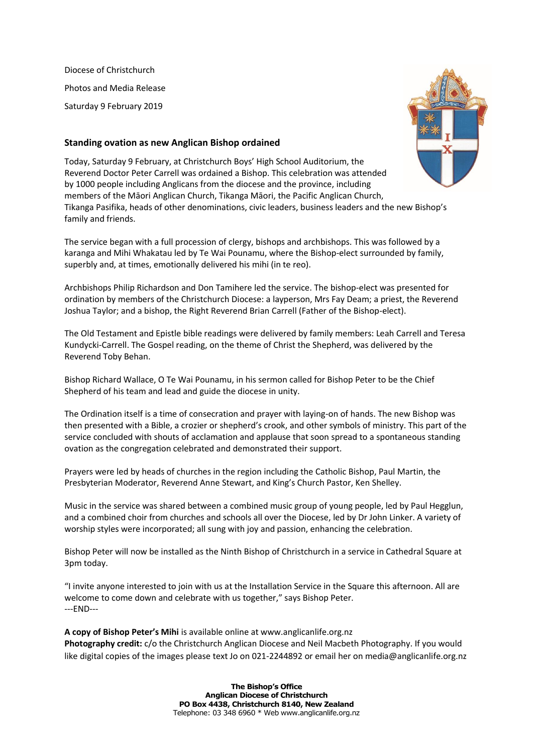Diocese of Christchurch

Photos and Media Release

Saturday 9 February 2019

**Standing ovation as new Anglican Bishop ordained**

Today, Saturday 9 February, at Christchurch Boys' High School Auditorium, the Reverend Doctor Peter Carrell was ordained a Bishop. This celebration was attended by 1000 people including Anglicans from the diocese and the province, including members of the Māori Anglican Church, Tikanga Māori, the Pacific Anglican Church, Tikanga Pasifika, heads of other denominations, civic leaders, business leaders and the new Bishop's family and friends.

The service began with a full procession of clergy, bishops and archbishops. This was followed by a karanga and Mihi Whakatau led by Te Wai Pounamu, where the Bishop-elect surrounded by family, superbly and, at times, emotionally delivered his mihi (in te reo).

Archbishops Philip Richardson and Don Tamihere led the service. The bishop-elect was presented for ordination by members of the Christchurch Diocese: a layperson, Mrs Fay Deam; a priest, the Reverend Joshua Taylor; and a bishop, the Right Reverend Brian Carrell (Father of the Bishop-elect).

The Old Testament and Epistle bible readings were delivered by family members: Leah Carrell and Teresa Kundycki-Carrell. The Gospel reading, on the theme of Christ the Shepherd, was delivered by the Reverend Toby Behan.

Bishop Richard Wallace, O Te Wai Pounamu, in his sermon called for Bishop Peter to be the Chief Shepherd of his team and lead and guide the diocese in unity.

The Ordination itself is a time of consecration and prayer with laying-on of hands. The new Bishop was then presented with a Bible, a crozier or shepherd's crook, and other symbols of ministry. This part of the service concluded with shouts of acclamation and applause that soon spread to a spontaneous standing ovation as the congregation celebrated and demonstrated their support.

Prayers were led by heads of churches in the region including the Catholic Bishop, Paul Martin, the Presbyterian Moderator, Reverend Anne Stewart, and King's Church Pastor, Ken Shelley.

Music in the service was shared between a combined music group of young people, led by Paul Hegglun, and a combined choir from churches and schools all over the Diocese, led by Dr John Linker. A variety of worship styles were incorporated; all sung with joy and passion, enhancing the celebration.

Bishop Peter will now be installed as the Ninth Bishop of Christchurch in a service in Cathedral Square at 3pm today.

"I invite anyone interested to join with us at the Installation Service in the Square this afternoon. All are welcome to come down and celebrate with us together," says Bishop Peter.

---END---

**A copy of Bishop Peter's Mihi** is available online at www.anglicanlife.org.nz

**Photography credit:** c/o the Christchurch Anglican Diocese and Neil Macbeth Photography. If you would like digital copies of the images please text Jo on 021-2244892 or email her on media@anglicanlife.org.nz

**The Bishop's Office**
**Anglican Diocese of Christchurch**
**PO Box 4438, Christchurch 8140, New Zealand**
Telephone: 03 348 6960 * Web www.anglicanlife.org.nz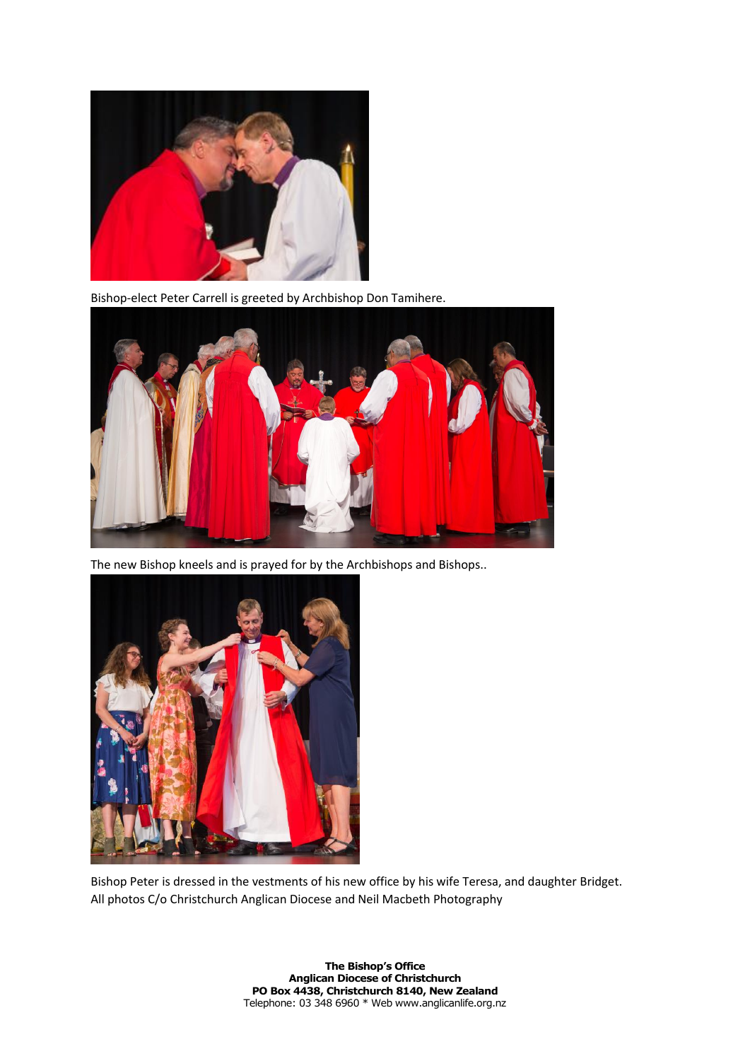Bishop-elect Peter Carrell is greeted by Archbishop Don Tamihere.

The new Bishop kneels and is prayed for by the Archbishops and Bishops..

Bishop Peter is dressed in the vestments of his new office by his wife Teresa, and daughter Bridget.
All photos C/o Christchurch Anglican Diocese and Neil Macbeth Photography

**The Bishop's Office**
**Anglican Diocese of Christchurch**
**PO Box 4438, Christchurch 8140, New Zealand**
Telephone: 03 348 6960 * Web www.anglicanlife.org.nz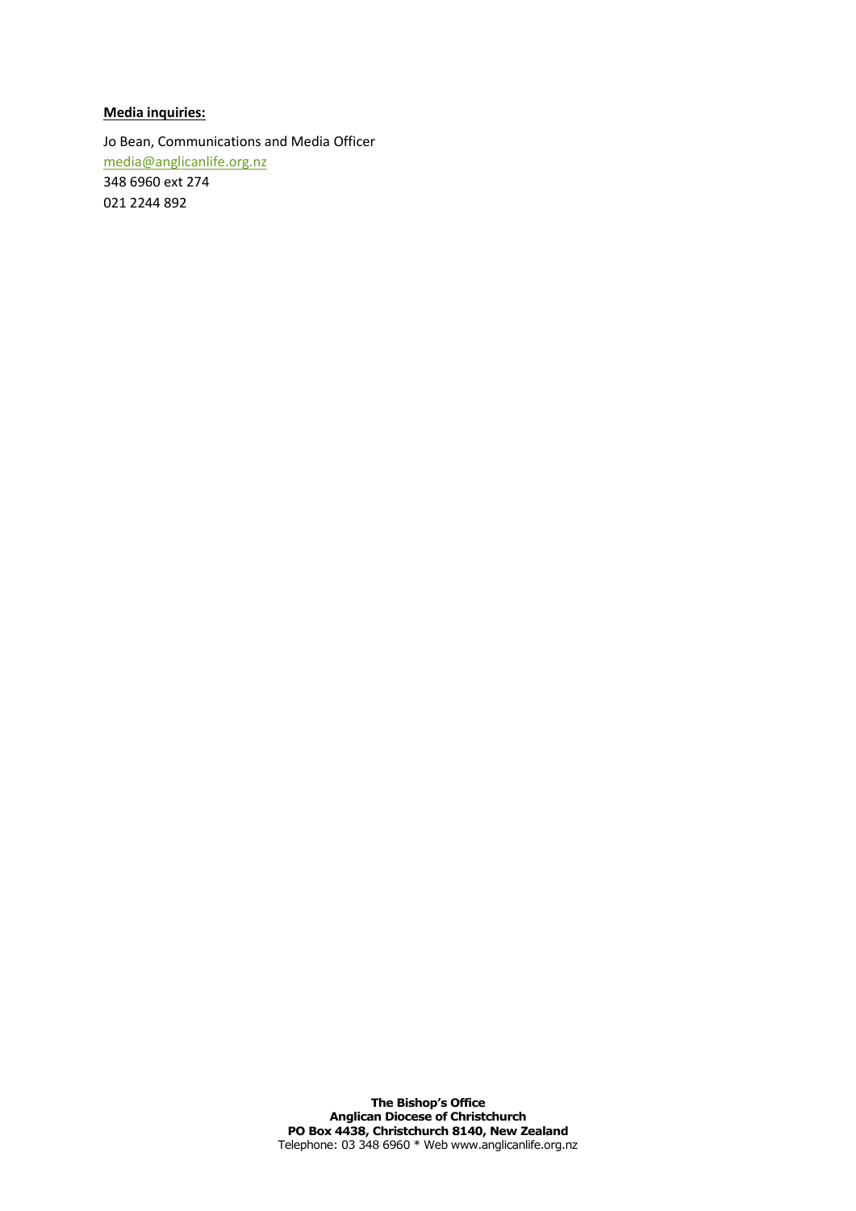**Media inquiries:**

Jo Bean, Communications and Media Officer
media@anglicanlife.org.nz
348 6960 ext 274
021 2244 892

**The Bishop's Office**
**Anglican Diocese of Christchurch**
**PO Box 4438, Christchurch 8140, New Zealand**
Telephone: 03 348 6960 * Web www.anglicanlife.org.nz